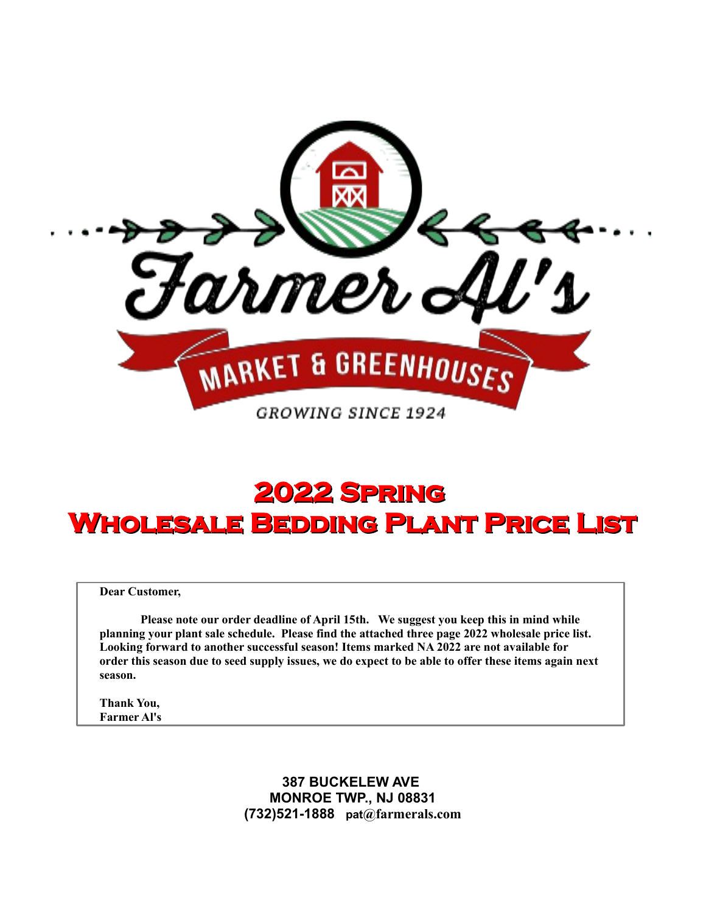Farmer Al's

MARKET & GREENHOUSES

GROWING SINCE 1924

# 2022 Spring
# Wholesale Bedding Plant Price List

**Dear Customer,**

**Please note our order deadline of April 15th. We suggest you keep this in mind while planning your plant sale schedule. Please find the attached three page 2022 wholesale price list. Looking forward to another successful season! Items marked NA 2022 are not available for order this season due to seed supply issues, we do expect to be able to offer these items again next season.**

**Thank You,**
**Farmer Al's**

**387 BUCKELEW AVE**
**MONROE TWP., NJ 08831**
**(732)521-1888 pat@farmerals.com**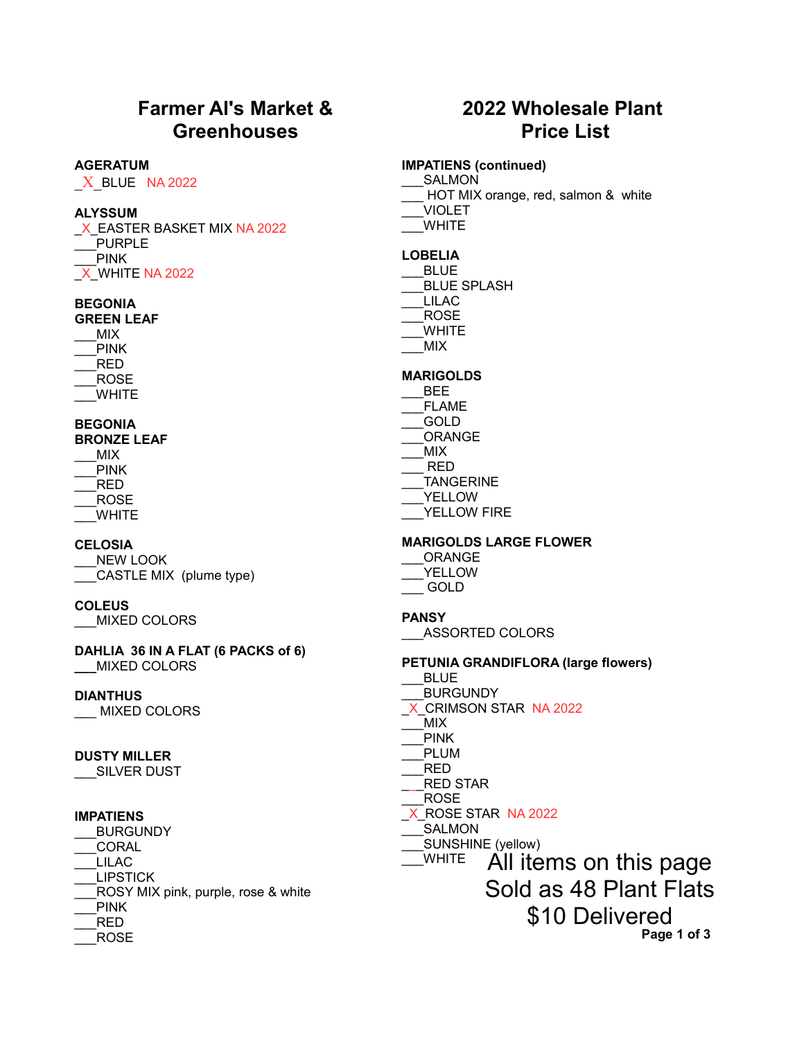# Farmer Al's Market & Greenhouses

# 2022 Wholesale Plant Price List

**AGERATUM**
_X_BLUE NA 2022

**ALYSSUM**
_X_EASTER BASKET MIX NA 2022
___PURPLE
___PINK
_X_WHITE NA 2022

**BEGONIA GREEN LEAF**
___MIX
___PINK
___RED
___ROSE
___WHITE

**BEGONIA BRONZE LEAF**
___MIX
___PINK
___RED
___ROSE
___WHITE

**CELOSIA**
___NEW LOOK
___CASTLE MIX (plume type)

**COLEUS**
___MIXED COLORS

**DAHLIA 36 IN A FLAT (6 PACKS of 6)**
___MIXED COLORS

**DIANTHUS**
___ MIXED COLORS

**DUSTY MILLER**
___SILVER DUST

**IMPATIENS**
___BURGUNDY
___CORAL
___LILAC
___LIPSTICK
___ROSY MIX pink, purple, rose & white
___PINK
___RED
___ROSE

**IMPATIENS (continued)**
___SALMON
___ HOT MIX orange, red, salmon & white
___VIOLET
___WHITE

**LOBELIA**
___BLUE
___BLUE SPLASH
___LILAC
___ROSE
___WHITE
___MIX

**MARIGOLDS**
___BEE
___FLAME
___GOLD
___ORANGE
___MIX
___ RED
___TANGERINE
___YELLOW
___YELLOW FIRE

**MARIGOLDS LARGE FLOWER**
___ORANGE
___YELLOW
___ GOLD

**PANSY**
___ASSORTED COLORS

**PETUNIA GRANDIFLORA (large flowers)**
___BLUE
___BURGUNDY
_X_CRIMSON STAR NA 2022
___MIX
___PINK
___PLUM
___RED
___RED STAR
___ROSE
_X_ROSE STAR NA 2022
___SALMON
___SUNSHINE (yellow)
___WHITE

All items on this page
Sold as 48 Plant Flats
$10 Delivered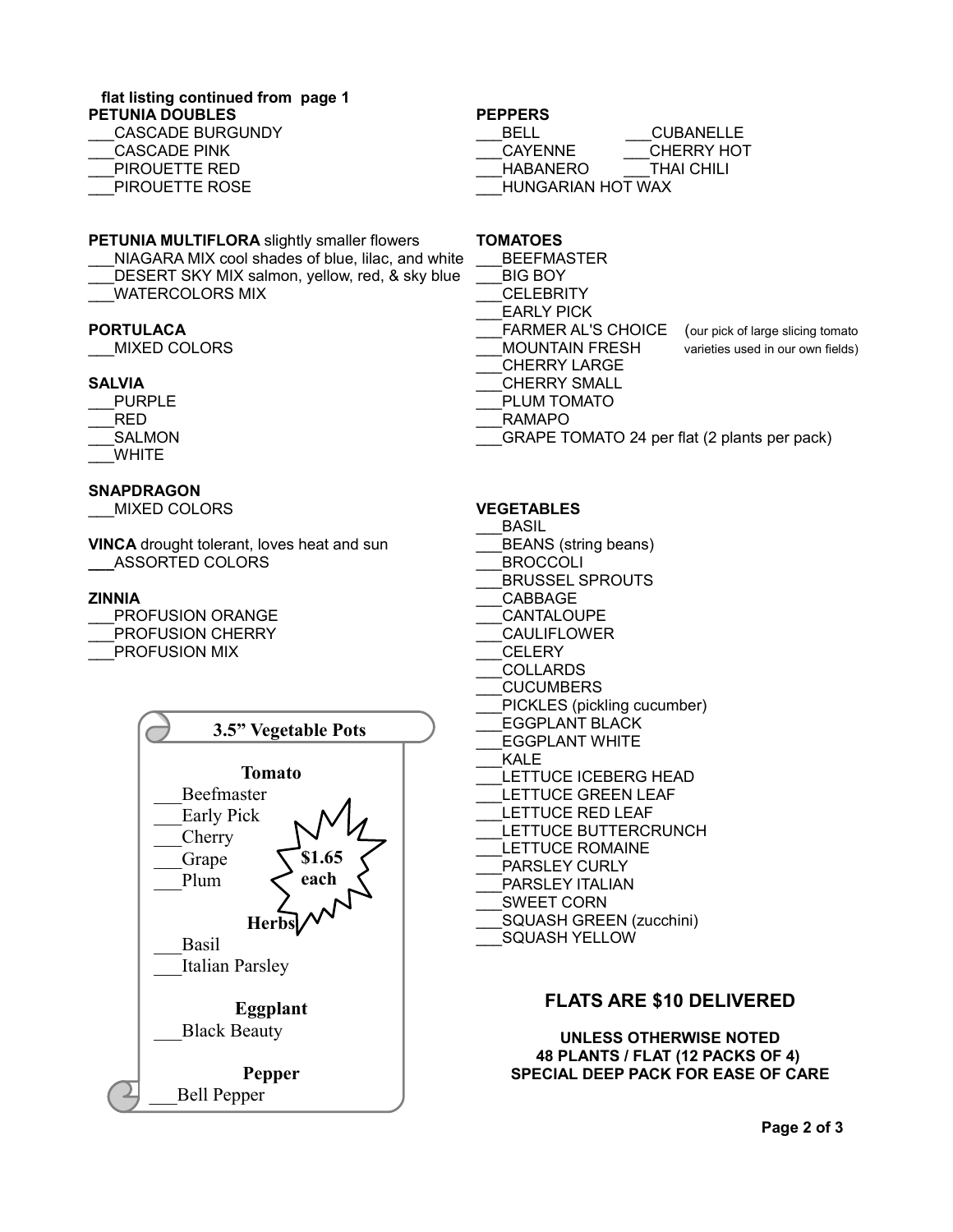flat listing continued from page 1

**PETUNIA DOUBLES**

___CASCADE BURGUNDY
___CASCADE PINK
___PIROUETTE RED
___PIROUETTE ROSE

**PETUNIA MULTIFLORA** slightly smaller flowers

___NIAGARA MIX cool shades of blue, lilac, and white
___DESERT SKY MIX salmon, yellow, red, & sky blue
___WATERCOLORS MIX

**PORTULACA**

___MIXED COLORS

**SALVIA**

___PURPLE
___RED
___SALMON
___WHITE

**SNAPDRAGON**

___MIXED COLORS

**VINCA** drought tolerant, loves heat and sun

___ASSORTED COLORS

**ZINNIA**

___PROFUSION ORANGE
___PROFUSION CHERRY
___PROFUSION MIX

**3.5" Vegetable Pots**

**$1.65 each**

**Tomato**

___Beefmaster
___Early Pick
___Cherry
___Grape
___Plum

**Herbs**

___Basil
___Italian Parsley

**Eggplant**

___Black Beauty

**Pepper**

___Bell Pepper

**PEPPERS**

___BELL
___CUBANELLE
___CAYENNE
___CHERRY HOT
___HABANERO
___THAI CHILI
___HUNGARIAN HOT WAX

**TOMATOES**

___BEEFMASTER
___BIG BOY
___CELEBRITY
___EARLY PICK
___FARMER AL'S CHOICE (our pick of large slicing tomato
___MOUNTAIN FRESH varieties used in our own fields)
___CHERRY LARGE
___CHERRY SMALL
___PLUM TOMATO
___RAMAPO
___GRAPE TOMATO 24 per flat (2 plants per pack)

**VEGETABLES**

___BASIL
___BEANS (string beans)
___BROCCOLI
___BRUSSEL SPROUTS
___CABBAGE
___CANTALOUPE
___CAULIFLOWER
___CELERY
___COLLARDS
___CUCUMBERS
___PICKLES (pickling cucumber)
___EGGPLANT BLACK
___EGGPLANT WHITE
___KALE
___LETTUCE ICEBERG HEAD
___LETTUCE GREEN LEAF
___LETTUCE RED LEAF
___LETTUCE BUTTERCRUNCH
___LETTUCE ROMAINE
___PARSLEY CURLY
___PARSLEY ITALIAN
___SWEET CORN
___SQUASH GREEN (zucchini)
___SQUASH YELLOW

## FLATS ARE $10 DELIVERED

**UNLESS OTHERWISE NOTED**
**48 PLANTS / FLAT (12 PACKS OF 4)**
**SPECIAL DEEP PACK FOR EASE OF CARE**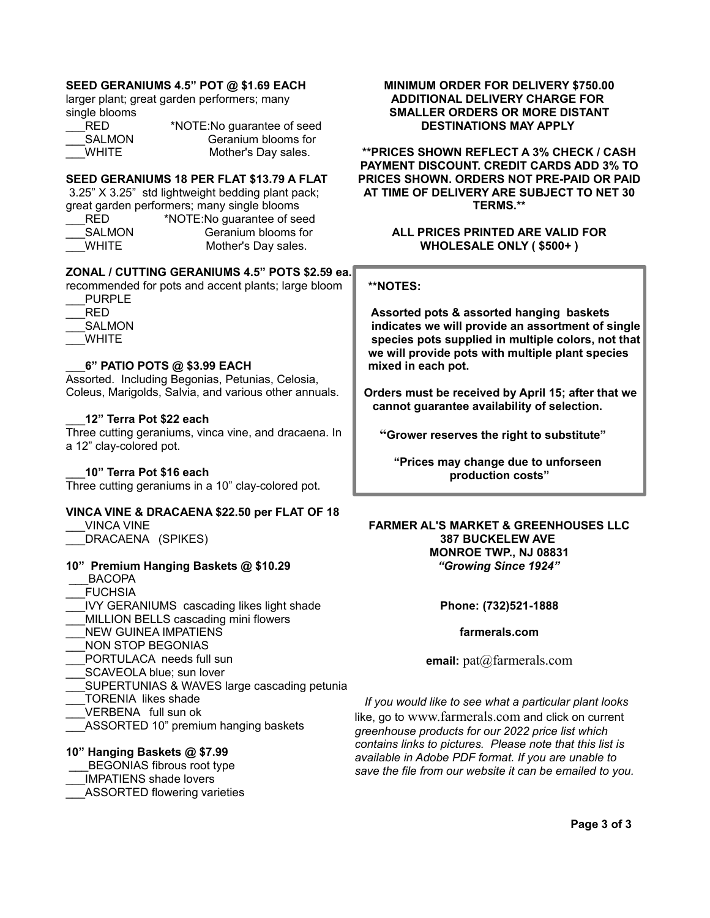**SEED GERANIUMS 4.5" POT @ $1.69 EACH**

larger plant; great garden performers; many single blooms

___RED
___SALMON
___WHITE

*NOTE:No guarantee of seed Geranium blooms for Mother's Day sales.

**SEED GERANIUMS 18 PER FLAT $13.79 A FLAT**

3.25" X 3.25" std lightweight bedding plant pack; great garden performers; many single blooms

___RED
___SALMON
___WHITE

*NOTE:No guarantee of seed Geranium blooms for Mother's Day sales.

**ZONAL / CUTTING GERANIUMS 4.5" POTS $2.59 ea.**

recommended for pots and accent plants; large bloom

___PURPLE
___RED
___SALMON
___WHITE

**___6" PATIO POTS @ $3.99 EACH**

Assorted. Including Begonias, Petunias, Celosia, Coleus, Marigolds, Salvia, and various other annuals.

**___12" Terra Pot $22 each**

Three cutting geraniums, vinca vine, and dracaena. In a 12" clay-colored pot.

**___10" Terra Pot $16 each**

Three cutting geraniums in a 10" clay-colored pot.

**VINCA VINE & DRACAENA $22.50 per FLAT OF 18**

___VINCA VINE
___DRACAENA (SPIKES)

**10" Premium Hanging Baskets @ $10.29**

___BACOPA
___FUCHSIA
___IVY GERANIUMS cascading likes light shade
___MILLION BELLS cascading mini flowers
___NEW GUINEA IMPATIENS
___NON STOP BEGONIAS
___PORTULACA needs full sun
___SCAVEOLA blue; sun lover
___SUPERTUNIAS & WAVES large cascading petunia
___TORENIA likes shade
___VERBENA full sun ok
___ASSORTED 10" premium hanging baskets

**10" Hanging Baskets @ $7.99**

___BEGONIAS fibrous root type
___IMPATIENS shade lovers
___ASSORTED flowering varieties

**MINIMUM ORDER FOR DELIVERY $750.00
ADDITIONAL DELIVERY CHARGE FOR SMALLER ORDERS OR MORE DISTANT DESTINATIONS MAY APPLY**

****PRICES SHOWN REFLECT A 3% CHECK / CASH PAYMENT DISCOUNT. CREDIT CARDS ADD 3% TO PRICES SHOWN. ORDERS NOT PRE-PAID OR PAID AT TIME OF DELIVERY ARE SUBJECT TO NET 30 TERMS.****

**ALL PRICES PRINTED ARE VALID FOR WHOLESALE ONLY ( $500+ )**

****NOTES:**

**Assorted pots & assorted hanging baskets indicates we will provide an assortment of single species pots supplied in multiple colors, not that we will provide pots with multiple plant species mixed in each pot.**

**Orders must be received by April 15; after that we cannot guarantee availability of selection.**

**"Grower reserves the right to substitute"**

**"Prices may change due to unforseen production costs"**

**FARMER AL'S MARKET & GREENHOUSES LLC
387 BUCKELEW AVE
MONROE TWP., NJ 08831**
***"Growing Since 1924"***

**Phone: (732)521-1888**

**farmerals.com**

**email:** pat@farmerals.com

*If you would like to see what a particular plant looks* like, go to www.farmerals.com and click on current *greenhouse products for our 2022 price list which contains links to pictures. Please note that this list is available in Adobe PDF format. If you are unable to save the file from our website it can be emailed to you.*